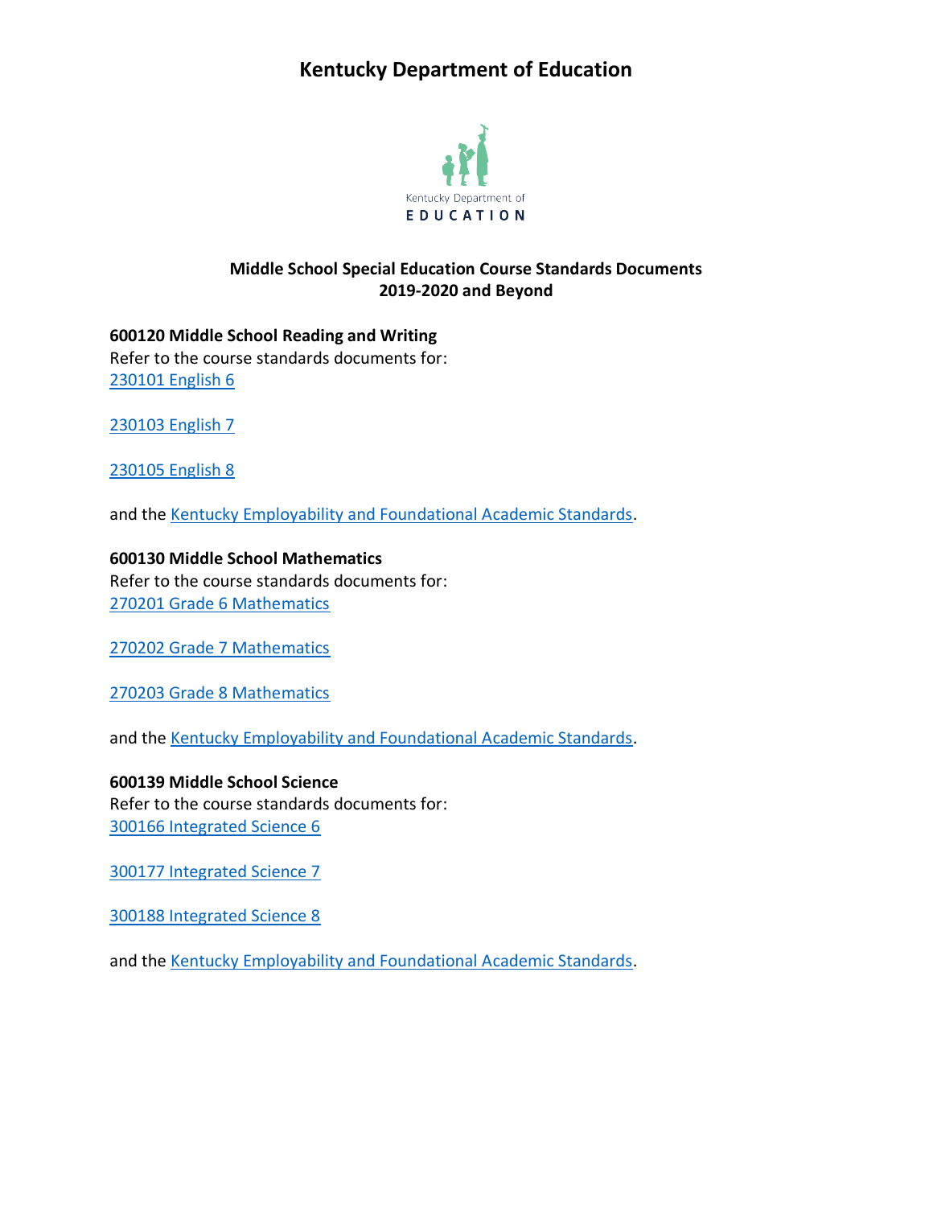# Kentucky Department of Education

Kentucky Department of EDUCATION

## Middle School Special Education Course Standards Documents 2019-2020 and Beyond

**600120 Middle School Reading and Writing**

Refer to the course standards documents for:

230101 English 6

230103 English 7

230105 English 8

and the Kentucky Employability and Foundational Academic Standards.

**600130 Middle School Mathematics**

Refer to the course standards documents for:

270201 Grade 6 Mathematics

270202 Grade 7 Mathematics

270203 Grade 8 Mathematics

and the Kentucky Employability and Foundational Academic Standards.

**600139 Middle School Science**

Refer to the course standards documents for:

300166 Integrated Science 6

300177 Integrated Science 7

300188 Integrated Science 8

and the Kentucky Employability and Foundational Academic Standards.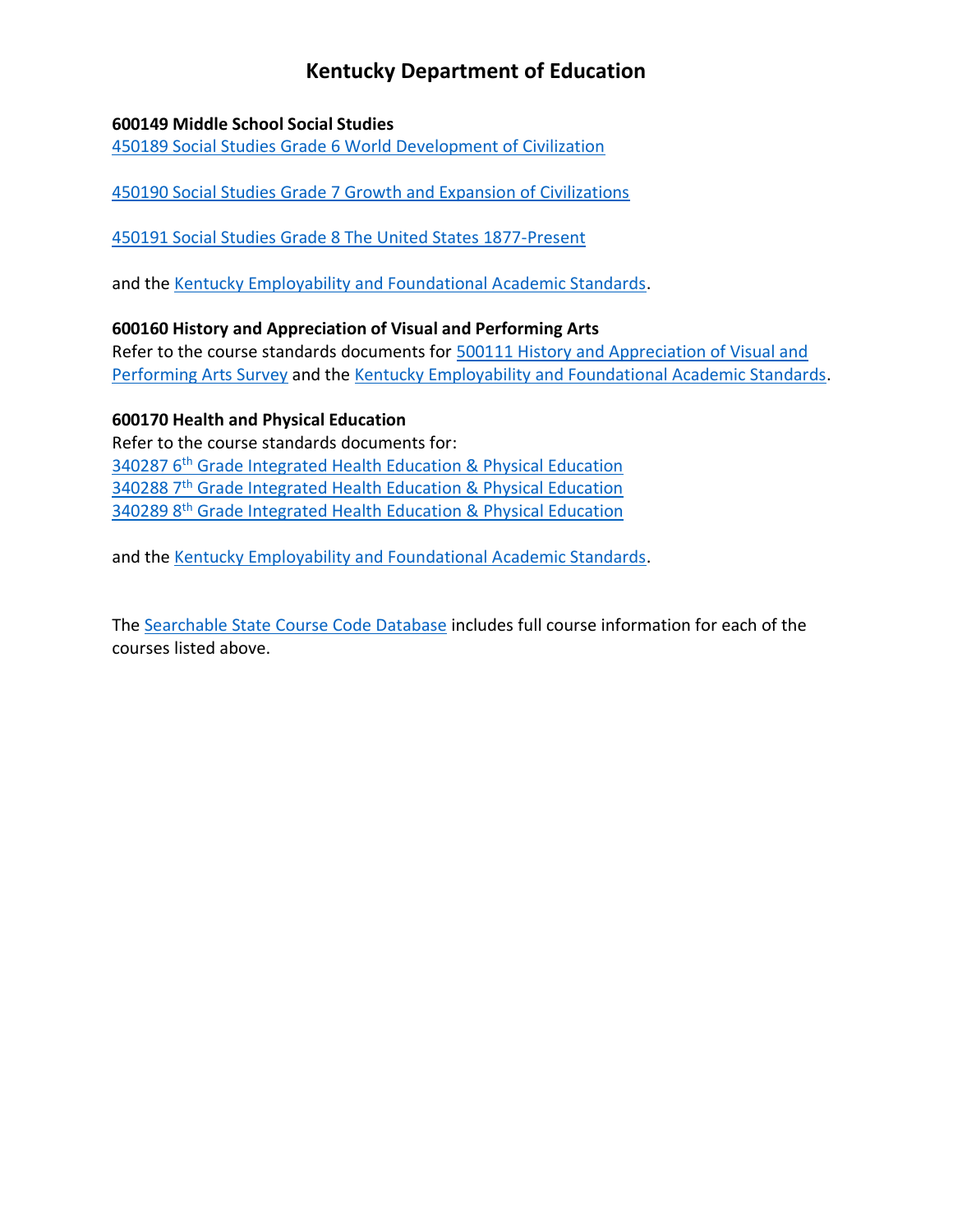# Kentucky Department of Education

**600149 Middle School Social Studies**

450189 Social Studies Grade 6 World Development of Civilization

450190 Social Studies Grade 7 Growth and Expansion of Civilizations

450191 Social Studies Grade 8 The United States 1877-Present

and the Kentucky Employability and Foundational Academic Standards.

**600160 History and Appreciation of Visual and Performing Arts**

Refer to the course standards documents for 500111 History and Appreciation of Visual and Performing Arts Survey and the Kentucky Employability and Foundational Academic Standards.

**600170 Health and Physical Education**

Refer to the course standards documents for:
340287 6th Grade Integrated Health Education & Physical Education
340288 7th Grade Integrated Health Education & Physical Education
340289 8th Grade Integrated Health Education & Physical Education

and the Kentucky Employability and Foundational Academic Standards.

The Searchable State Course Code Database includes full course information for each of the courses listed above.